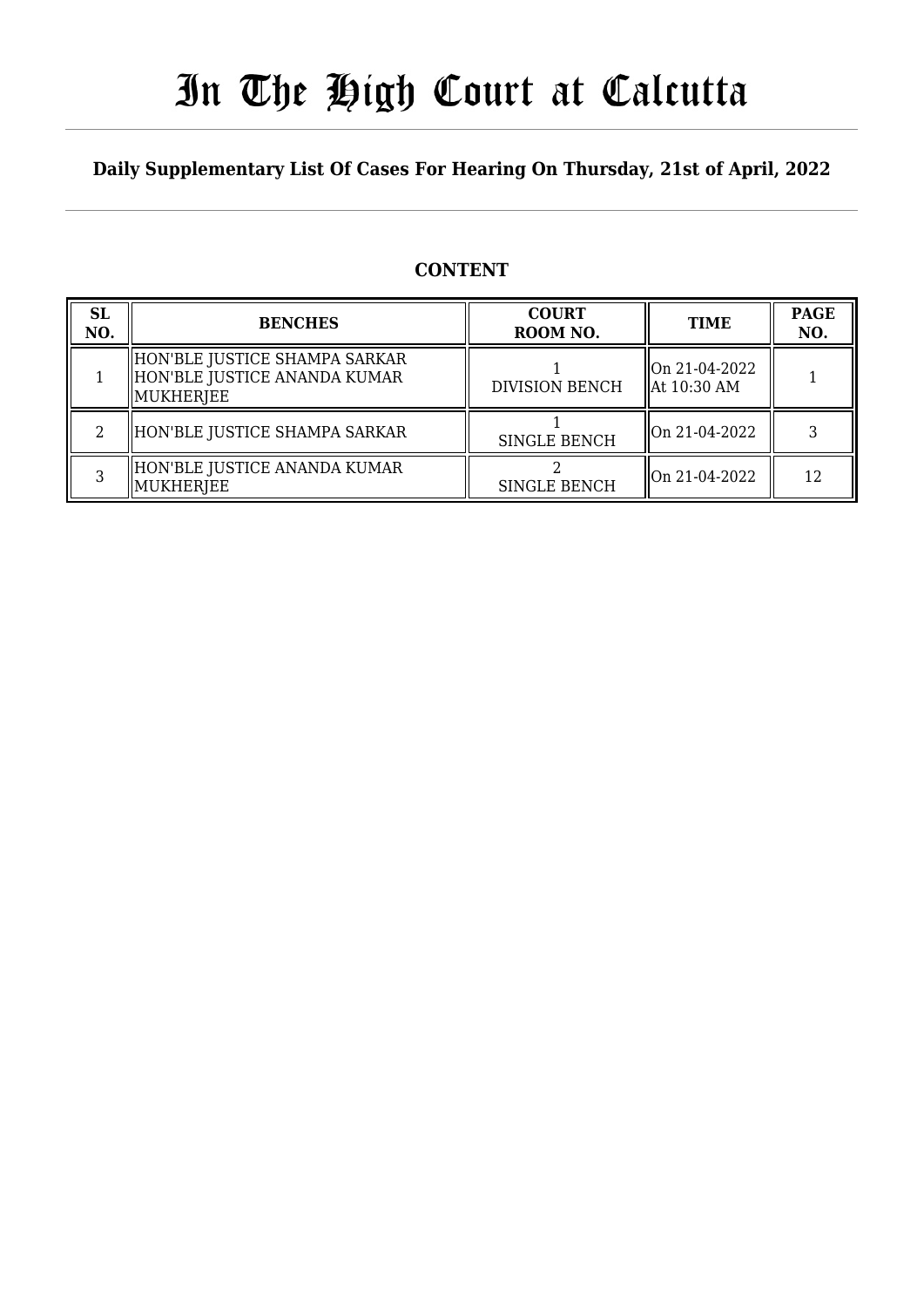# In The High Court at Calcutta

## Daily Supplementary List Of Cases For Hearing On Thursday, 21st of April, 2022

### CONTENT

| SL NO. | BENCHES | COURT ROOM NO. | TIME | PAGE NO. |
|---|---|---|---|---|
| 1 | HON'BLE JUSTICE SHAMPA SARKAR HON'BLE JUSTICE ANANDA KUMAR MUKHERJEE | 1 DIVISION BENCH | On 21-04-2022 At 10:30 AM | 1 |
| 2 | HON'BLE JUSTICE SHAMPA SARKAR | 1 SINGLE BENCH | On 21-04-2022 | 3 |
| 3 | HON'BLE JUSTICE ANANDA KUMAR MUKHERJEE | 2 SINGLE BENCH | On 21-04-2022 | 12 |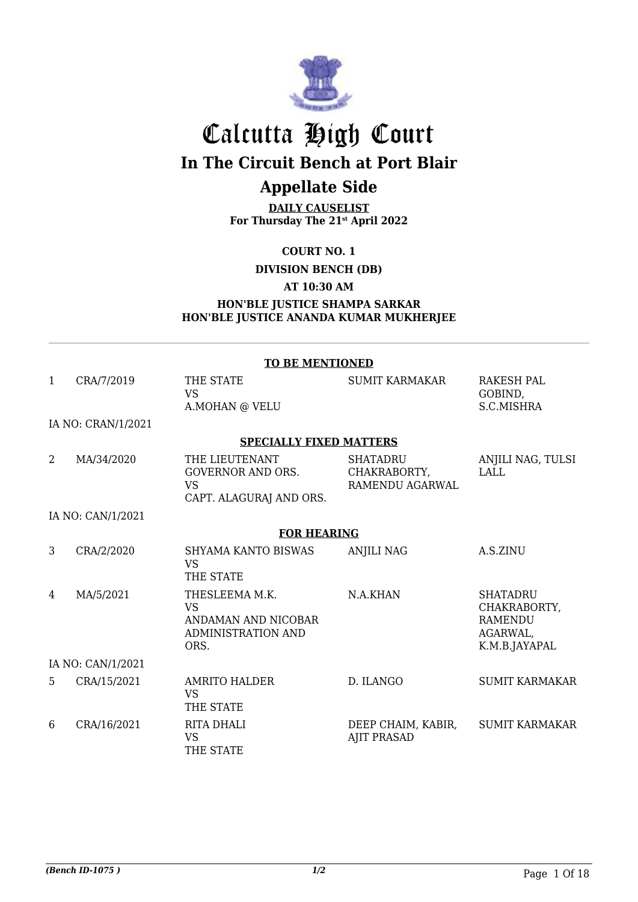# Calcutta High Court

## In The Circuit Bench at Port Blair

## Appellate Side

**DAILY CAUSELIST**
**For Thursday The 21st April 2022**

**COURT NO. 1**

**DIVISION BENCH (DB)**

**AT 10:30 AM**

**HON'BLE JUSTICE SHAMPA SARKAR**
**HON'BLE JUSTICE ANANDA KUMAR MUKHERJEE**

---

**TO BE MENTIONED**

| | | | | |
|---|---|---|---|---|
| 1 | CRA/7/2019 | THE STATE VS A.MOHAN @ VELU | SUMIT KARMAKAR | RAKESH PAL GOBIND, S.C.MISHRA |
| IA NO: CRAN/1/2021 | | | | |

**SPECIALLY FIXED MATTERS**

| | | | | |
|---|---|---|---|---|
| 2 | MA/34/2020 | THE LIEUTENANT GOVERNOR AND ORS. VS CAPT. ALAGURAJ AND ORS. | SHATADRU CHAKRABORTY, RAMENDU AGARWAL | ANJILI NAG, TULSI LALL |
| IA NO: CAN/1/2021 | | | | |

**FOR HEARING**

| | | | | |
|---|---|---|---|---|
| 3 | CRA/2/2020 | SHYAMA KANTO BISWAS VS THE STATE | ANJILI NAG | A.S.ZINU |
| 4 | MA/5/2021 | THESLEEMA M.K. VS ANDAMAN AND NICOBAR ADMINISTRATION AND ORS. | N.A.KHAN | SHATADRU CHAKRABORTY, RAMENDU AGARWAL, K.M.B.JAYAPAL |
| IA NO: CAN/1/2021 | | | | |
| 5 | CRA/15/2021 | AMRITO HALDER VS THE STATE | D. ILANGO | SUMIT KARMAKAR |
| 6 | CRA/16/2021 | RITA DHALI VS THE STATE | DEEP CHAIM, KABIR, AJIT PRASAD | SUMIT KARMAKAR |

*(Bench ID-1075 )* 1/2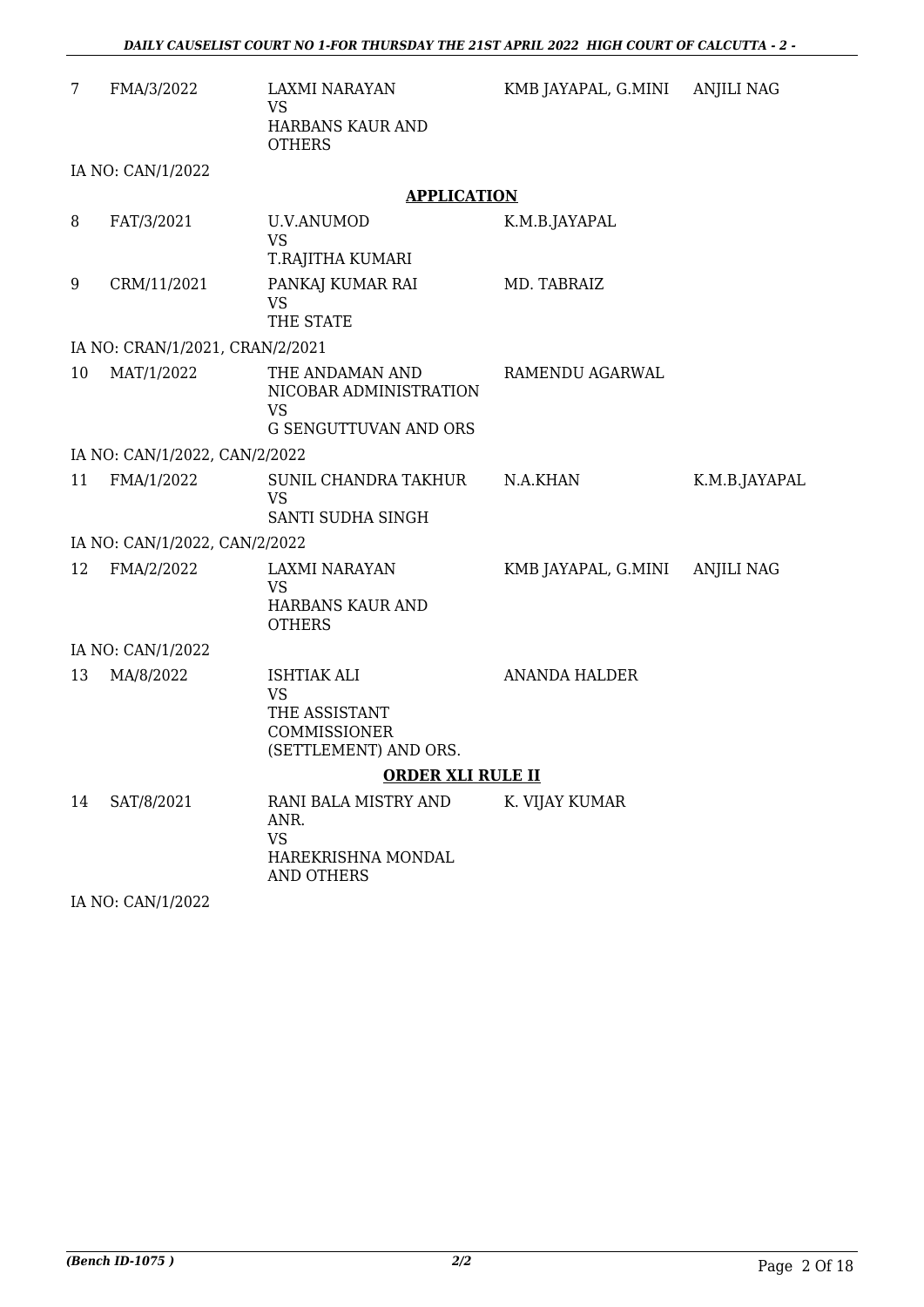| | | | | |
|---|---|---|---|---|
| 7 | FMA/3/2022 | LAXMI NARAYAN VS HARBANS KAUR AND OTHERS | KMB JAYAPAL, G.MINI | ANJILI NAG |

IA NO: CAN/1/2022

**APPLICATION**

| | | | | |
|---|---|---|---|---|
| 8 | FAT/3/2021 | U.V.ANUMOD VS T.RAJITHA KUMARI | K.M.B.JAYAPAL | |
| 9 | CRM/11/2021 | PANKAJ KUMAR RAI VS THE STATE | MD. TABRAIZ | |

IA NO: CRAN/1/2021, CRAN/2/2021

| | | | | |
|---|---|---|---|---|
| 10 | MAT/1/2022 | THE ANDAMAN AND NICOBAR ADMINISTRATION VS G SENGUTTUVAN AND ORS | RAMENDU AGARWAL | |

IA NO: CAN/1/2022, CAN/2/2022

| | | | | |
|---|---|---|---|---|
| 11 | FMA/1/2022 | SUNIL CHANDRA TAKHUR VS SANTI SUDHA SINGH | N.A.KHAN | K.M.B.JAYAPAL |

IA NO: CAN/1/2022, CAN/2/2022

| | | | | |
|---|---|---|---|---|
| 12 | FMA/2/2022 | LAXMI NARAYAN VS HARBANS KAUR AND OTHERS | KMB JAYAPAL, G.MINI | ANJILI NAG |

IA NO: CAN/1/2022

| | | | | |
|---|---|---|---|---|
| 13 | MA/8/2022 | ISHTIAK ALI VS THE ASSISTANT COMMISSIONER (SETTLEMENT) AND ORS. | ANANDA HALDER | |

**ORDER XLI RULE II**

| | | | | |
|---|---|---|---|---|
| 14 | SAT/8/2021 | RANI BALA MISTRY AND ANR. VS HAREKRISHNA MONDAL AND OTHERS | K. VIJAY KUMAR | |

IA NO: CAN/1/2022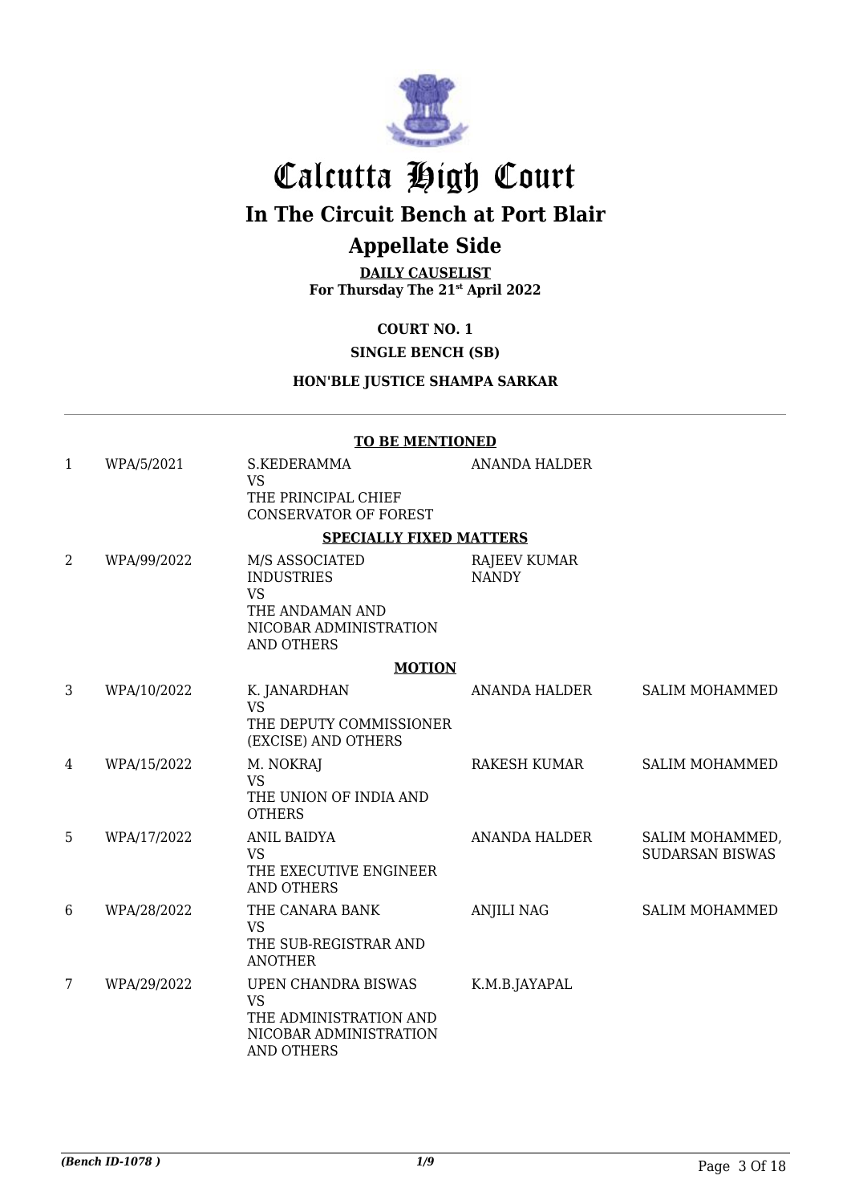# Calcutta High Court

## In The Circuit Bench at Port Blair

## Appellate Side

**DAILY CAUSELIST**
**For Thursday The 21st April 2022**

**COURT NO. 1**

**SINGLE BENCH (SB)**

**HON'BLE JUSTICE SHAMPA SARKAR**

**TO BE MENTIONED**

| | | | | |
|---|---|---|---|---|
| 1 | WPA/5/2021 | S.KEDERAMMA<br>VS<br>THE PRINCIPAL CHIEF CONSERVATOR OF FOREST | ANANDA HALDER | |

**SPECIALLY FIXED MATTERS**

| | | | | |
|---|---|---|---|---|
| 2 | WPA/99/2022 | M/S ASSOCIATED INDUSTRIES<br>VS<br>THE ANDAMAN AND NICOBAR ADMINISTRATION AND OTHERS | RAJEEV KUMAR NANDY | |

**MOTION**

| | | | | |
|---|---|---|---|---|
| 3 | WPA/10/2022 | K. JANARDHAN<br>VS<br>THE DEPUTY COMMISSIONER (EXCISE) AND OTHERS | ANANDA HALDER | SALIM MOHAMMED |
| 4 | WPA/15/2022 | M. NOKRAJ<br>VS<br>THE UNION OF INDIA AND OTHERS | RAKESH KUMAR | SALIM MOHAMMED |
| 5 | WPA/17/2022 | ANIL BAIDYA<br>VS<br>THE EXECUTIVE ENGINEER AND OTHERS | ANANDA HALDER | SALIM MOHAMMED, SUDARSAN BISWAS |
| 6 | WPA/28/2022 | THE CANARA BANK<br>VS<br>THE SUB-REGISTRAR AND ANOTHER | ANJILI NAG | SALIM MOHAMMED |
| 7 | WPA/29/2022 | UPEN CHANDRA BISWAS<br>VS<br>THE ADMINISTRATION AND NICOBAR ADMINISTRATION AND OTHERS | K.M.B.JAYAPAL | |

*(Bench ID-1078 )* 1/9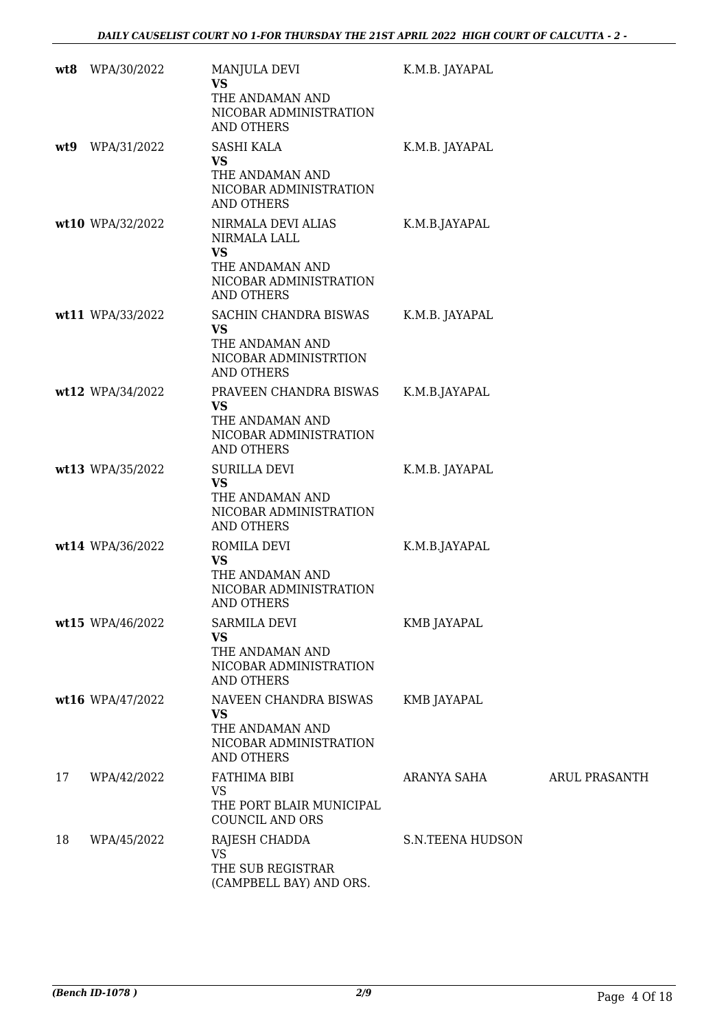| | | | | |
|---|---|---|---|---|
| **wt8** | WPA/30/2022 | MANJULA DEVI **VS** THE ANDAMAN AND NICOBAR ADMINISTRATION AND OTHERS | K.M.B. JAYAPAL | |
| **wt9** | WPA/31/2022 | SASHI KALA **VS** THE ANDAMAN AND NICOBAR ADMINISTRATION AND OTHERS | K.M.B. JAYAPAL | |
| **wt10** | WPA/32/2022 | NIRMALA DEVI ALIAS NIRMALA LALL **VS** THE ANDAMAN AND NICOBAR ADMINISTRATION AND OTHERS | K.M.B.JAYAPAL | |
| **wt11** | WPA/33/2022 | SACHIN CHANDRA BISWAS **VS** THE ANDAMAN AND NICOBAR ADMINISTRTION AND OTHERS | K.M.B. JAYAPAL | |
| **wt12** | WPA/34/2022 | PRAVEEN CHANDRA BISWAS **VS** THE ANDAMAN AND NICOBAR ADMINISTRATION AND OTHERS | K.M.B.JAYAPAL | |
| **wt13** | WPA/35/2022 | SURILLA DEVI **VS** THE ANDAMAN AND NICOBAR ADMINISTRATION AND OTHERS | K.M.B. JAYAPAL | |
| **wt14** | WPA/36/2022 | ROMILA DEVI **VS** THE ANDAMAN AND NICOBAR ADMINISTRATION AND OTHERS | K.M.B.JAYAPAL | |
| **wt15** | WPA/46/2022 | SARMILA DEVI **VS** THE ANDAMAN AND NICOBAR ADMINISTRATION AND OTHERS | KMB JAYAPAL | |
| **wt16** | WPA/47/2022 | NAVEEN CHANDRA BISWAS **VS** THE ANDAMAN AND NICOBAR ADMINISTRATION AND OTHERS | KMB JAYAPAL | |
| 17 | WPA/42/2022 | FATHIMA BIBI VS THE PORT BLAIR MUNICIPAL COUNCIL AND ORS | ARANYA SAHA | ARUL PRASANTH |
| 18 | WPA/45/2022 | RAJESH CHADDA VS THE SUB REGISTRAR (CAMPBELL BAY) AND ORS. | S.N.TEENA HUDSON | |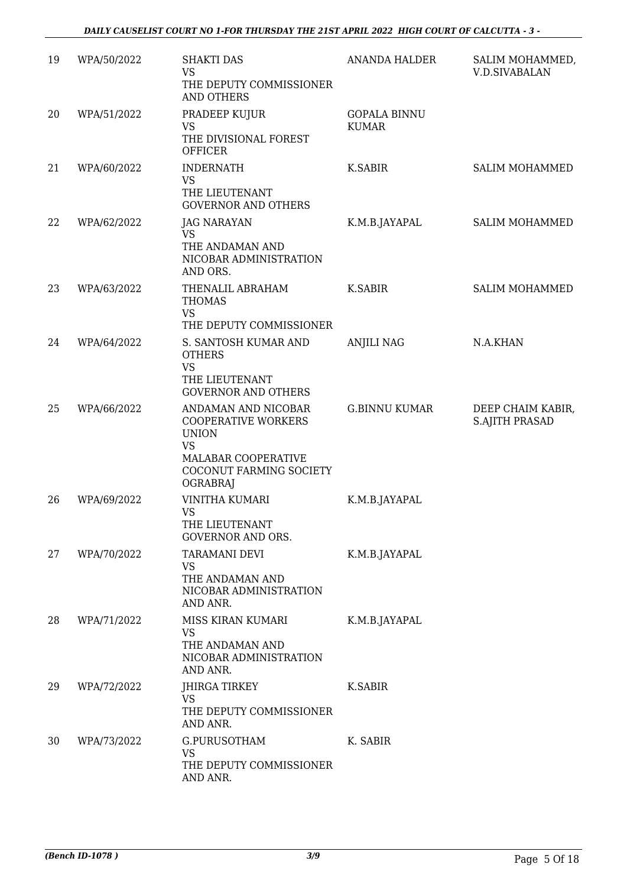| 19 | WPA/50/2022 | SHAKTI DAS<br>VS<br>THE DEPUTY COMMISSIONER AND OTHERS | ANANDA HALDER | SALIM MOHAMMED, V.D.SIVABALAN |
|---|---|---|---|---|
| 20 | WPA/51/2022 | PRADEEP KUJUR<br>VS<br>THE DIVISIONAL FOREST OFFICER | GOPALA BINNU KUMAR | |
| 21 | WPA/60/2022 | INDERNATH<br>VS<br>THE LIEUTENANT GOVERNOR AND OTHERS | K.SABIR | SALIM MOHAMMED |
| 22 | WPA/62/2022 | JAG NARAYAN<br>VS<br>THE ANDAMAN AND NICOBAR ADMINISTRATION AND ORS. | K.M.B.JAYAPAL | SALIM MOHAMMED |
| 23 | WPA/63/2022 | THENALIL ABRAHAM THOMAS<br>VS<br>THE DEPUTY COMMISSIONER | K.SABIR | SALIM MOHAMMED |
| 24 | WPA/64/2022 | S. SANTOSH KUMAR AND OTHERS<br>VS<br>THE LIEUTENANT GOVERNOR AND OTHERS | ANJILI NAG | N.A.KHAN |
| 25 | WPA/66/2022 | ANDAMAN AND NICOBAR COOPERATIVE WORKERS UNION<br>VS<br>MALABAR COOPERATIVE COCONUT FARMING SOCIETY OGRABRAJ | G.BINNU KUMAR | DEEP CHAIM KABIR, S.AJITH PRASAD |
| 26 | WPA/69/2022 | VINITHA KUMARI<br>VS<br>THE LIEUTENANT GOVERNOR AND ORS. | K.M.B.JAYAPAL | |
| 27 | WPA/70/2022 | TARAMANI DEVI<br>VS<br>THE ANDAMAN AND NICOBAR ADMINISTRATION AND ANR. | K.M.B.JAYAPAL | |
| 28 | WPA/71/2022 | MISS KIRAN KUMARI<br>VS<br>THE ANDAMAN AND NICOBAR ADMINISTRATION AND ANR. | K.M.B.JAYAPAL | |
| 29 | WPA/72/2022 | JHIRGA TIRKEY<br>VS<br>THE DEPUTY COMMISSIONER AND ANR. | K.SABIR | |
| 30 | WPA/73/2022 | G.PURUSOTHAM<br>VS<br>THE DEPUTY COMMISSIONER AND ANR. | K. SABIR | |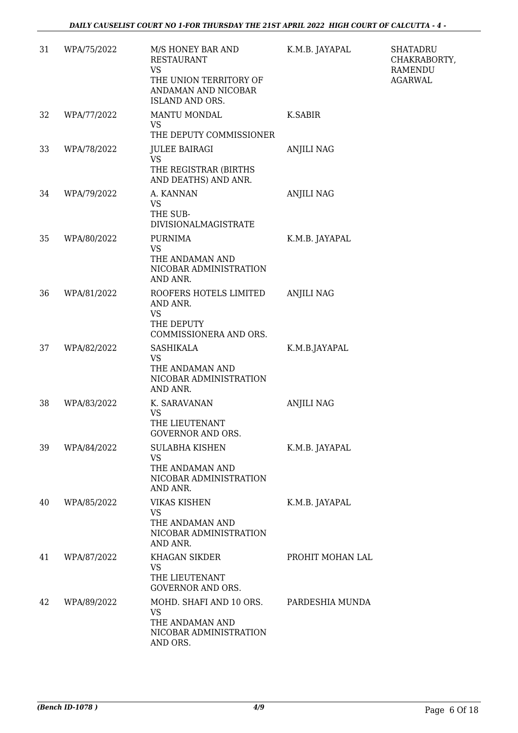| 31 | WPA/75/2022 | M/S HONEY BAR AND RESTAURANT<br>VS<br>THE UNION TERRITORY OF ANDAMAN AND NICOBAR ISLAND AND ORS. | K.M.B. JAYAPAL | SHATADRU CHAKRABORTY, RAMENDU AGARWAL |
|---|---|---|---|---|
| 32 | WPA/77/2022 | MANTU MONDAL<br>VS<br>THE DEPUTY COMMISSIONER | K.SABIR | |
| 33 | WPA/78/2022 | JULEE BAIRAGI<br>VS<br>THE REGISTRAR (BIRTHS AND DEATHS) AND ANR. | ANJILI NAG | |
| 34 | WPA/79/2022 | A. KANNAN<br>VS<br>THE SUB-DIVISIONALMAGISTRATE | ANJILI NAG | |
| 35 | WPA/80/2022 | PURNIMA<br>VS<br>THE ANDAMAN AND NICOBAR ADMINISTRATION AND ANR. | K.M.B. JAYAPAL | |
| 36 | WPA/81/2022 | ROOFERS HOTELS LIMITED AND ANR.<br>VS<br>THE DEPUTY COMMISSIONERA AND ORS. | ANJILI NAG | |
| 37 | WPA/82/2022 | SASHIKALA<br>VS<br>THE ANDAMAN AND NICOBAR ADMINISTRATION AND ANR. | K.M.B.JAYAPAL | |
| 38 | WPA/83/2022 | K. SARAVANAN<br>VS<br>THE LIEUTENANT GOVERNOR AND ORS. | ANJILI NAG | |
| 39 | WPA/84/2022 | SULABHA KISHEN<br>VS<br>THE ANDAMAN AND NICOBAR ADMINISTRATION AND ANR. | K.M.B. JAYAPAL | |
| 40 | WPA/85/2022 | VIKAS KISHEN<br>VS<br>THE ANDAMAN AND NICOBAR ADMINISTRATION AND ANR. | K.M.B. JAYAPAL | |
| 41 | WPA/87/2022 | KHAGAN SIKDER<br>VS<br>THE LIEUTENANT GOVERNOR AND ORS. | PROHIT MOHAN LAL | |
| 42 | WPA/89/2022 | MOHD. SHAFI AND 10 ORS.<br>VS<br>THE ANDAMAN AND NICOBAR ADMINISTRATION AND ORS. | PARDESHIA MUNDA | |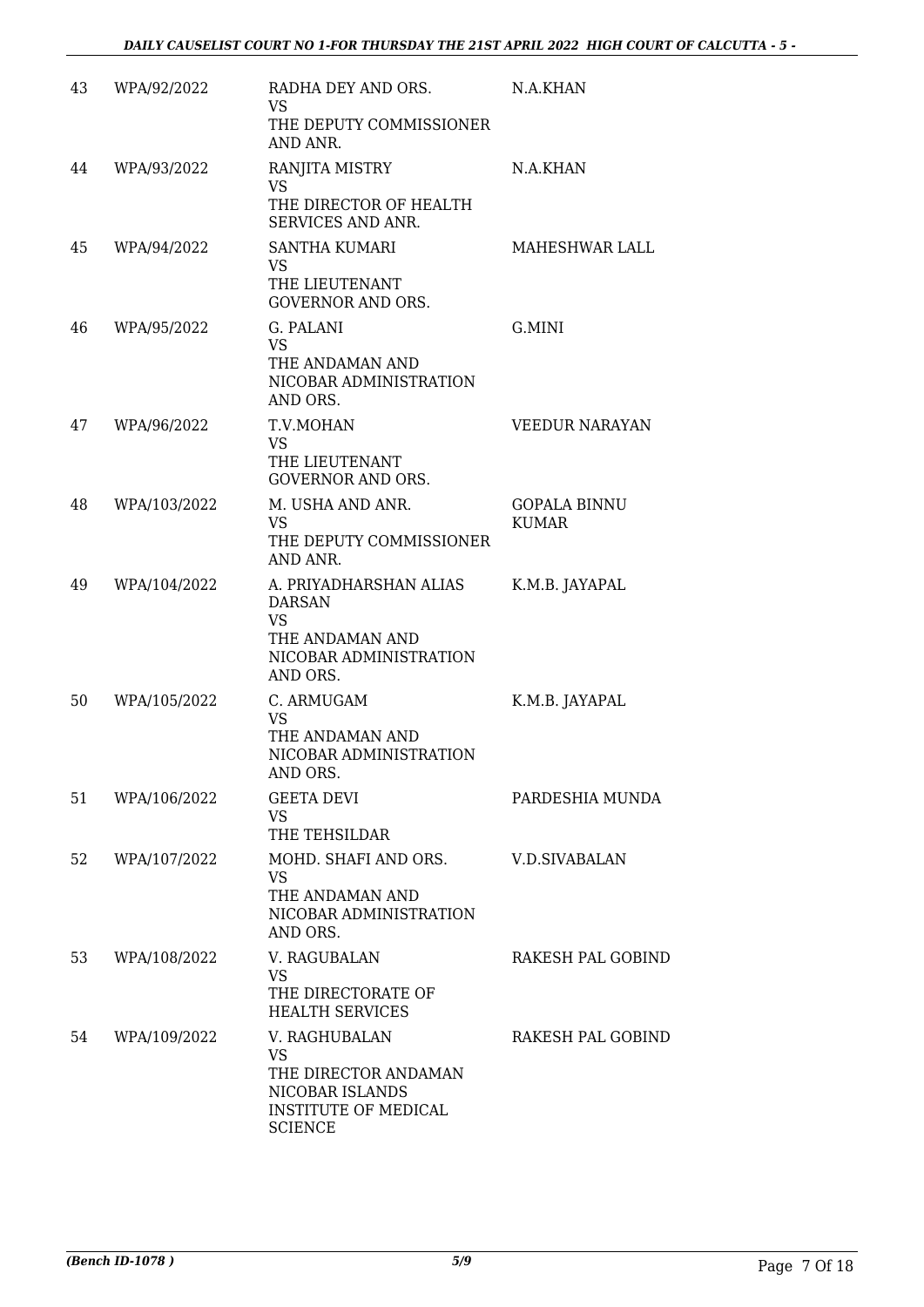| 43 | WPA/92/2022 | RADHA DEY AND ORS.<br>VS<br>THE DEPUTY COMMISSIONER AND ANR. | N.A.KHAN |
|---|---|---|---|
| 44 | WPA/93/2022 | RANJITA MISTRY<br>VS<br>THE DIRECTOR OF HEALTH SERVICES AND ANR. | N.A.KHAN |
| 45 | WPA/94/2022 | SANTHA KUMARI<br>VS<br>THE LIEUTENANT GOVERNOR AND ORS. | MAHESHWAR LALL |
| 46 | WPA/95/2022 | G. PALANI<br>VS<br>THE ANDAMAN AND NICOBAR ADMINISTRATION AND ORS. | G.MINI |
| 47 | WPA/96/2022 | T.V.MOHAN<br>VS<br>THE LIEUTENANT GOVERNOR AND ORS. | VEEDUR NARAYAN |
| 48 | WPA/103/2022 | M. USHA AND ANR.<br>VS<br>THE DEPUTY COMMISSIONER AND ANR. | GOPALA BINNU KUMAR |
| 49 | WPA/104/2022 | A. PRIYADHARSHAN ALIAS DARSAN<br>VS<br>THE ANDAMAN AND NICOBAR ADMINISTRATION AND ORS. | K.M.B. JAYAPAL |
| 50 | WPA/105/2022 | C. ARMUGAM<br>VS<br>THE ANDAMAN AND NICOBAR ADMINISTRATION AND ORS. | K.M.B. JAYAPAL |
| 51 | WPA/106/2022 | GEETA DEVI<br>VS<br>THE TEHSILDAR | PARDESHIA MUNDA |
| 52 | WPA/107/2022 | MOHD. SHAFI AND ORS.<br>VS<br>THE ANDAMAN AND NICOBAR ADMINISTRATION AND ORS. | V.D.SIVABALAN |
| 53 | WPA/108/2022 | V. RAGUBALAN<br>VS<br>THE DIRECTORATE OF HEALTH SERVICES | RAKESH PAL GOBIND |
| 54 | WPA/109/2022 | V. RAGHUBALAN<br>VS<br>THE DIRECTOR ANDAMAN NICOBAR ISLANDS INSTITUTE OF MEDICAL SCIENCE | RAKESH PAL GOBIND |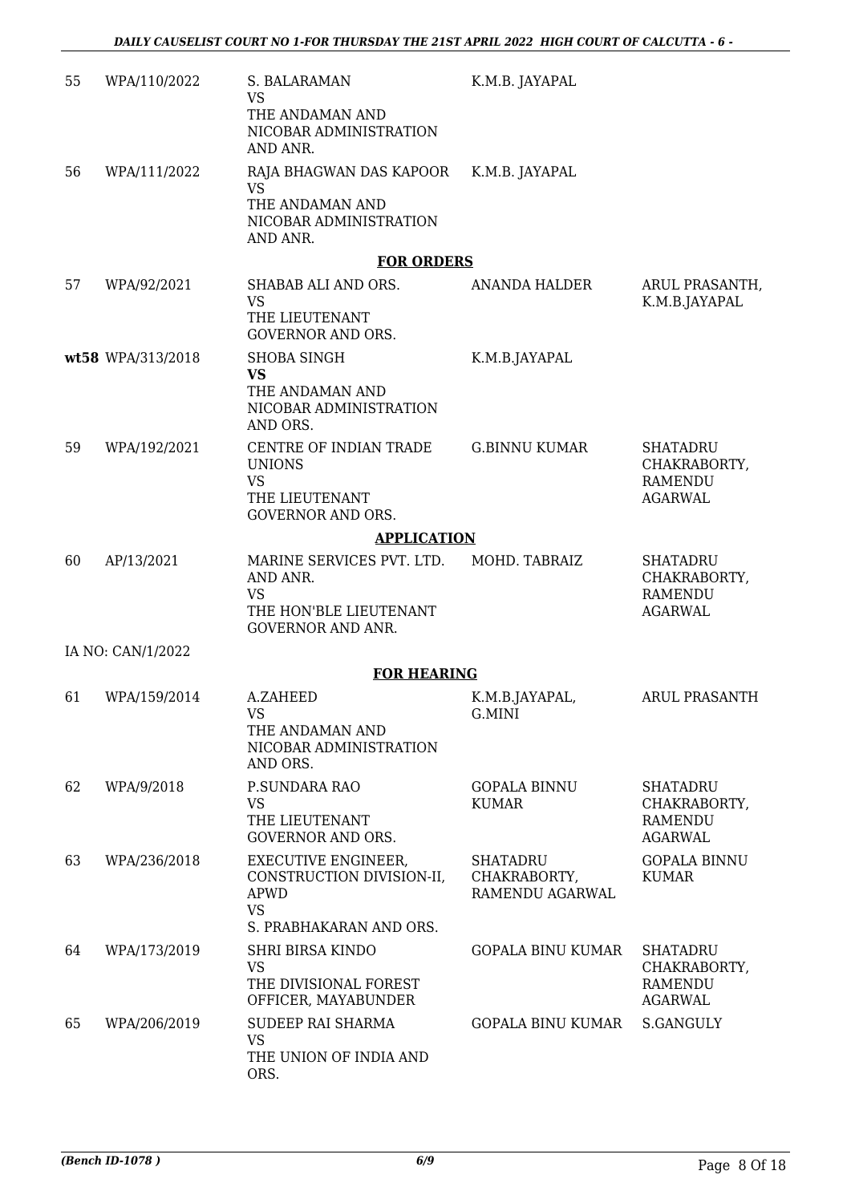| | | | | |
|---|---|---|---|---|
| 55 | WPA/110/2022 | S. BALARAMAN<br>VS<br>THE ANDAMAN AND NICOBAR ADMINISTRATION AND ANR. | K.M.B. JAYAPAL | |
| 56 | WPA/111/2022 | RAJA BHAGWAN DAS KAPOOR<br>VS<br>THE ANDAMAN AND NICOBAR ADMINISTRATION AND ANR. | K.M.B. JAYAPAL | |

**FOR ORDERS**

| | | | | |
|---|---|---|---|---|
| 57 | WPA/92/2021 | SHABAB ALI AND ORS.<br>VS<br>THE LIEUTENANT GOVERNOR AND ORS. | ANANDA HALDER | ARUL PRASANTH, K.M.B.JAYAPAL |
| **wt58** | WPA/313/2018 | SHOBA SINGH<br>**VS**<br>THE ANDAMAN AND NICOBAR ADMINISTRATION AND ORS. | K.M.B.JAYAPAL | |
| 59 | WPA/192/2021 | CENTRE OF INDIAN TRADE UNIONS<br>VS<br>THE LIEUTENANT GOVERNOR AND ORS. | G.BINNU KUMAR | SHATADRU CHAKRABORTY, RAMENDU AGARWAL |

**APPLICATION**

| | | | | |
|---|---|---|---|---|
| 60 | AP/13/2021 | MARINE SERVICES PVT. LTD. AND ANR.<br>VS<br>THE HON'BLE LIEUTENANT GOVERNOR AND ANR. | MOHD. TABRAIZ | SHATADRU CHAKRABORTY, RAMENDU AGARWAL |

IA NO: CAN/1/2022

**FOR HEARING**

| | | | | |
|---|---|---|---|---|
| 61 | WPA/159/2014 | A.ZAHEED<br>VS<br>THE ANDAMAN AND NICOBAR ADMINISTRATION AND ORS. | K.M.B.JAYAPAL, G.MINI | ARUL PRASANTH |
| 62 | WPA/9/2018 | P.SUNDARA RAO<br>VS<br>THE LIEUTENANT GOVERNOR AND ORS. | GOPALA BINNU KUMAR | SHATADRU CHAKRABORTY, RAMENDU AGARWAL |
| 63 | WPA/236/2018 | EXECUTIVE ENGINEER, CONSTRUCTION DIVISION-II, APWD<br>VS<br>S. PRABHAKARAN AND ORS. | SHATADRU CHAKRABORTY, RAMENDU AGARWAL | GOPALA BINNU KUMAR |
| 64 | WPA/173/2019 | SHRI BIRSA KINDO<br>VS<br>THE DIVISIONAL FOREST OFFICER, MAYABUNDER | GOPALA BINU KUMAR | SHATADRU CHAKRABORTY, RAMENDU AGARWAL |
| 65 | WPA/206/2019 | SUDEEP RAI SHARMA<br>VS<br>THE UNION OF INDIA AND ORS. | GOPALA BINU KUMAR | S.GANGULY |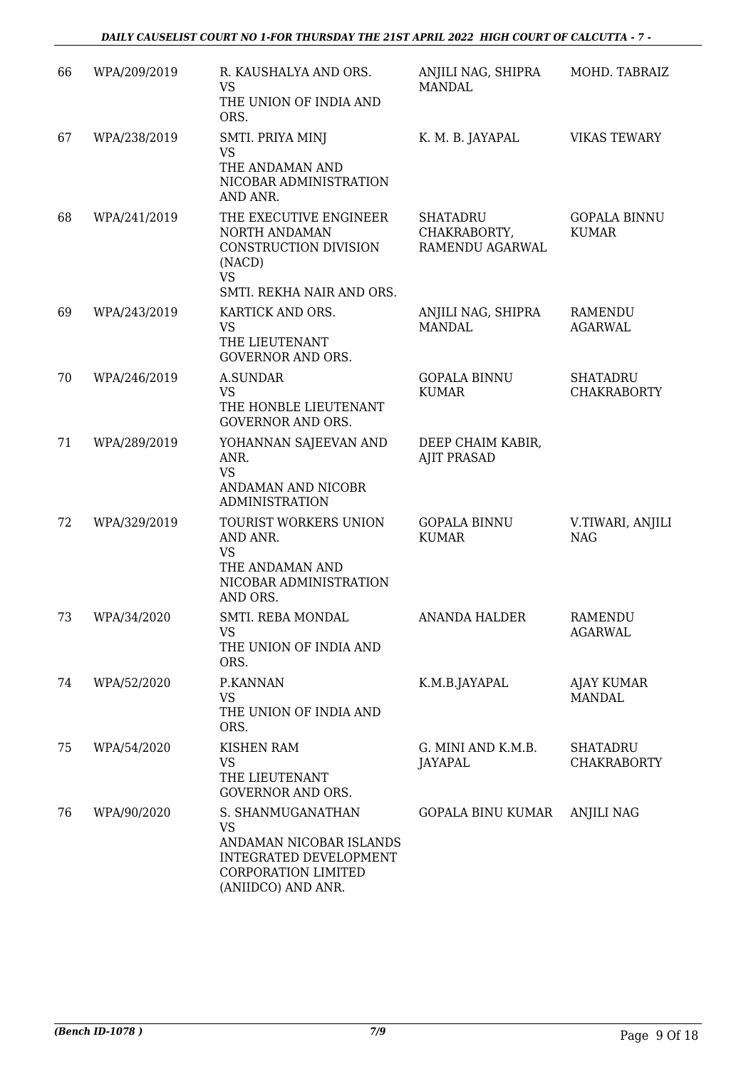| 66 | WPA/209/2019 | R. KAUSHALYA AND ORS. VS THE UNION OF INDIA AND ORS. | ANJILI NAG, SHIPRA MANDAL | MOHD. TABRAIZ |
|---|---|---|---|---|
| 67 | WPA/238/2019 | SMTI. PRIYA MINJ VS THE ANDAMAN AND NICOBAR ADMINISTRATION AND ANR. | K. M. B. JAYAPAL | VIKAS TEWARY |
| 68 | WPA/241/2019 | THE EXECUTIVE ENGINEER NORTH ANDAMAN CONSTRUCTION DIVISION (NACD) VS SMTI. REKHA NAIR AND ORS. | SHATADRU CHAKRABORTY, RAMENDU AGARWAL | GOPALA BINNU KUMAR |
| 69 | WPA/243/2019 | KARTICK AND ORS. VS THE LIEUTENANT GOVERNOR AND ORS. | ANJILI NAG, SHIPRA MANDAL | RAMENDU AGARWAL |
| 70 | WPA/246/2019 | A.SUNDAR VS THE HONBLE LIEUTENANT GOVERNOR AND ORS. | GOPALA BINNU KUMAR | SHATADRU CHAKRABORTY |
| 71 | WPA/289/2019 | YOHANNAN SAJEEVAN AND ANR. VS ANDAMAN AND NICOBR ADMINISTRATION | DEEP CHAIM KABIR, AJIT PRASAD | |
| 72 | WPA/329/2019 | TOURIST WORKERS UNION AND ANR. VS THE ANDAMAN AND NICOBAR ADMINISTRATION AND ORS. | GOPALA BINNU KUMAR | V.TIWARI, ANJILI NAG |
| 73 | WPA/34/2020 | SMTI. REBA MONDAL VS THE UNION OF INDIA AND ORS. | ANANDA HALDER | RAMENDU AGARWAL |
| 74 | WPA/52/2020 | P.KANNAN VS THE UNION OF INDIA AND ORS. | K.M.B.JAYAPAL | AJAY KUMAR MANDAL |
| 75 | WPA/54/2020 | KISHEN RAM VS THE LIEUTENANT GOVERNOR AND ORS. | G. MINI AND K.M.B. JAYAPAL | SHATADRU CHAKRABORTY |
| 76 | WPA/90/2020 | S. SHANMUGANATHAN VS ANDAMAN NICOBAR ISLANDS INTEGRATED DEVELOPMENT CORPORATION LIMITED (ANIIDCO) AND ANR. | GOPALA BINU KUMAR | ANJILI NAG |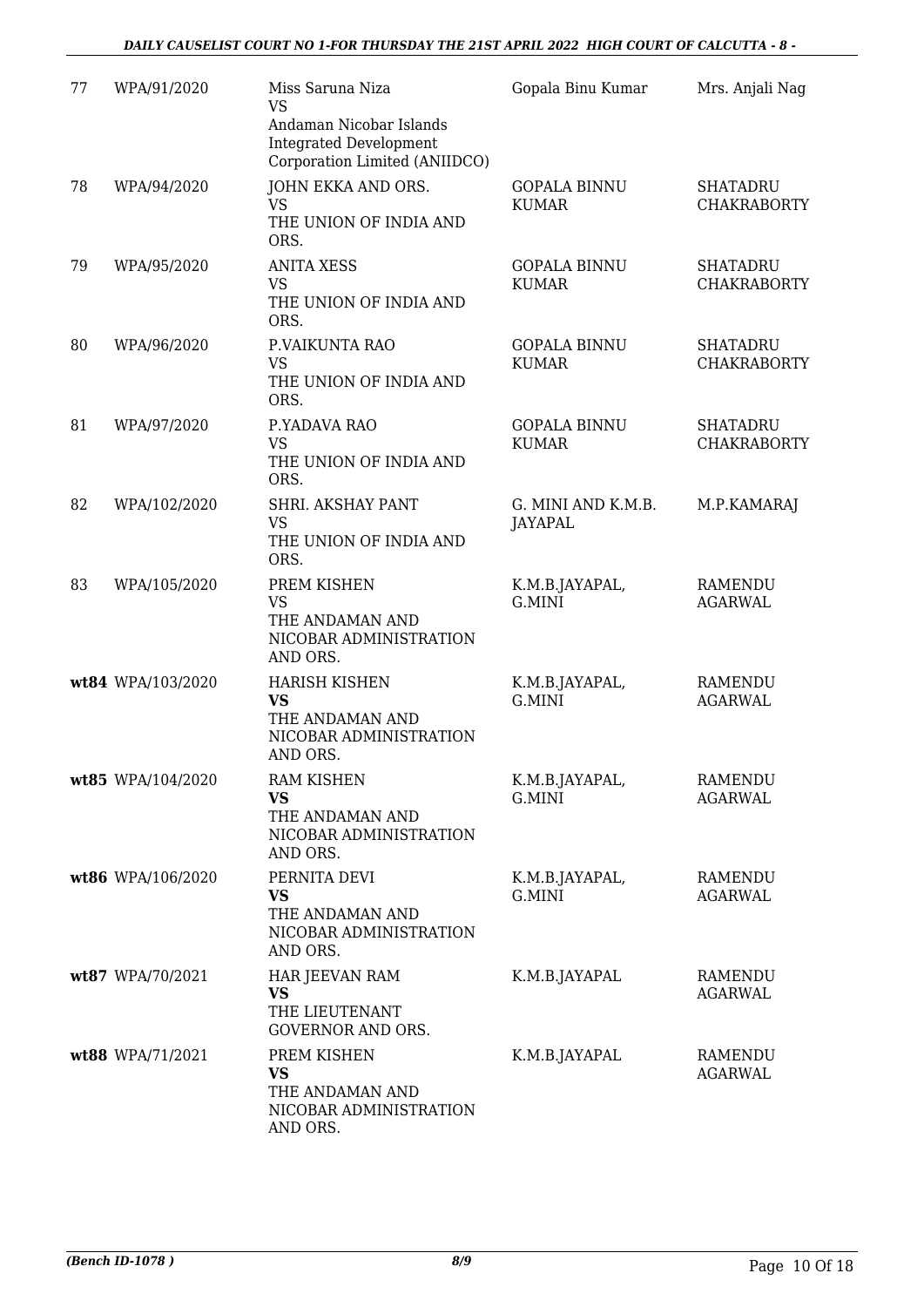| | | | | |
|---|---|---|---|---|
| 77 | WPA/91/2020 | Miss Saruna Niza<br>VS<br>Andaman Nicobar Islands Integrated Development Corporation Limited (ANIIDCO) | Gopala Binu Kumar | Mrs. Anjali Nag |
| 78 | WPA/94/2020 | JOHN EKKA AND ORS.<br>VS<br>THE UNION OF INDIA AND ORS. | GOPALA BINNU KUMAR | SHATADRU CHAKRABORTY |
| 79 | WPA/95/2020 | ANITA XESS<br>VS<br>THE UNION OF INDIA AND ORS. | GOPALA BINNU KUMAR | SHATADRU CHAKRABORTY |
| 80 | WPA/96/2020 | P.VAIKUNTA RAO<br>VS<br>THE UNION OF INDIA AND ORS. | GOPALA BINNU KUMAR | SHATADRU CHAKRABORTY |
| 81 | WPA/97/2020 | P.YADAVA RAO<br>VS<br>THE UNION OF INDIA AND ORS. | GOPALA BINNU KUMAR | SHATADRU CHAKRABORTY |
| 82 | WPA/102/2020 | SHRI. AKSHAY PANT<br>VS<br>THE UNION OF INDIA AND ORS. | G. MINI AND K.M.B. JAYAPAL | M.P.KAMARAJ |
| 83 | WPA/105/2020 | PREM KISHEN<br>VS<br>THE ANDAMAN AND NICOBAR ADMINISTRATION AND ORS. | K.M.B.JAYAPAL, G.MINI | RAMENDU AGARWAL |
| **wt84** | WPA/103/2020 | HARISH KISHEN<br>**VS**<br>THE ANDAMAN AND NICOBAR ADMINISTRATION AND ORS. | K.M.B.JAYAPAL, G.MINI | RAMENDU AGARWAL |
| **wt85** | WPA/104/2020 | RAM KISHEN<br>**VS**<br>THE ANDAMAN AND NICOBAR ADMINISTRATION AND ORS. | K.M.B.JAYAPAL, G.MINI | RAMENDU AGARWAL |
| **wt86** | WPA/106/2020 | PERNITA DEVI<br>**VS**<br>THE ANDAMAN AND NICOBAR ADMINISTRATION AND ORS. | K.M.B.JAYAPAL, G.MINI | RAMENDU AGARWAL |
| **wt87** | WPA/70/2021 | HAR JEEVAN RAM<br>**VS**<br>THE LIEUTENANT GOVERNOR AND ORS. | K.M.B.JAYAPAL | RAMENDU AGARWAL |
| **wt88** | WPA/71/2021 | PREM KISHEN<br>**VS**<br>THE ANDAMAN AND NICOBAR ADMINISTRATION AND ORS. | K.M.B.JAYAPAL | RAMENDU AGARWAL |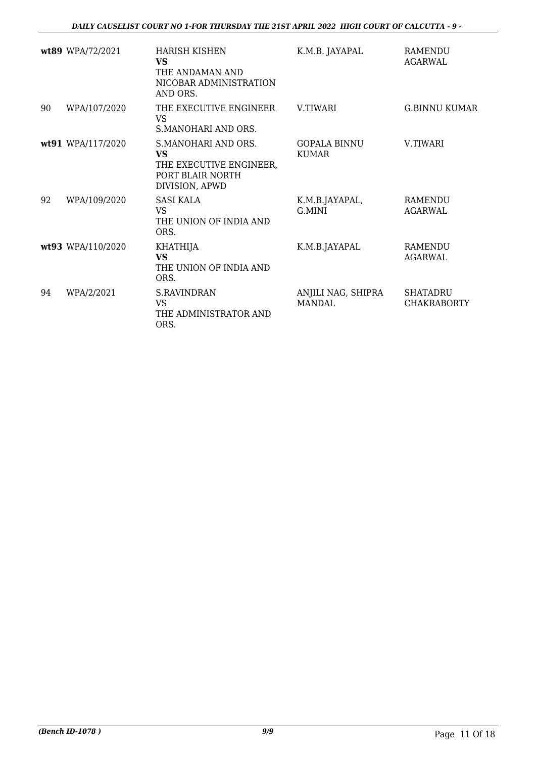| | | | | |
|---|---|---|---|---|
| **wt89** | WPA/72/2021 | HARISH KISHEN<br>**VS**<br>THE ANDAMAN AND NICOBAR ADMINISTRATION AND ORS. | K.M.B. JAYAPAL | RAMENDU AGARWAL |
| 90 | WPA/107/2020 | THE EXECUTIVE ENGINEER<br>VS<br>S.MANOHARI AND ORS. | V.TIWARI | G.BINNU KUMAR |
| **wt91** | WPA/117/2020 | S.MANOHARI AND ORS.<br>**VS**<br>THE EXECUTIVE ENGINEER, PORT BLAIR NORTH DIVISION, APWD | GOPALA BINNU KUMAR | V.TIWARI |
| 92 | WPA/109/2020 | SASI KALA<br>VS<br>THE UNION OF INDIA AND ORS. | K.M.B.JAYAPAL, G.MINI | RAMENDU AGARWAL |
| **wt93** | WPA/110/2020 | KHATHIJA<br>**VS**<br>THE UNION OF INDIA AND ORS. | K.M.B.JAYAPAL | RAMENDU AGARWAL |
| 94 | WPA/2/2021 | S.RAVINDRAN<br>VS<br>THE ADMINISTRATOR AND ORS. | ANJILI NAG, SHIPRA MANDAL | SHATADRU CHAKRABORTY |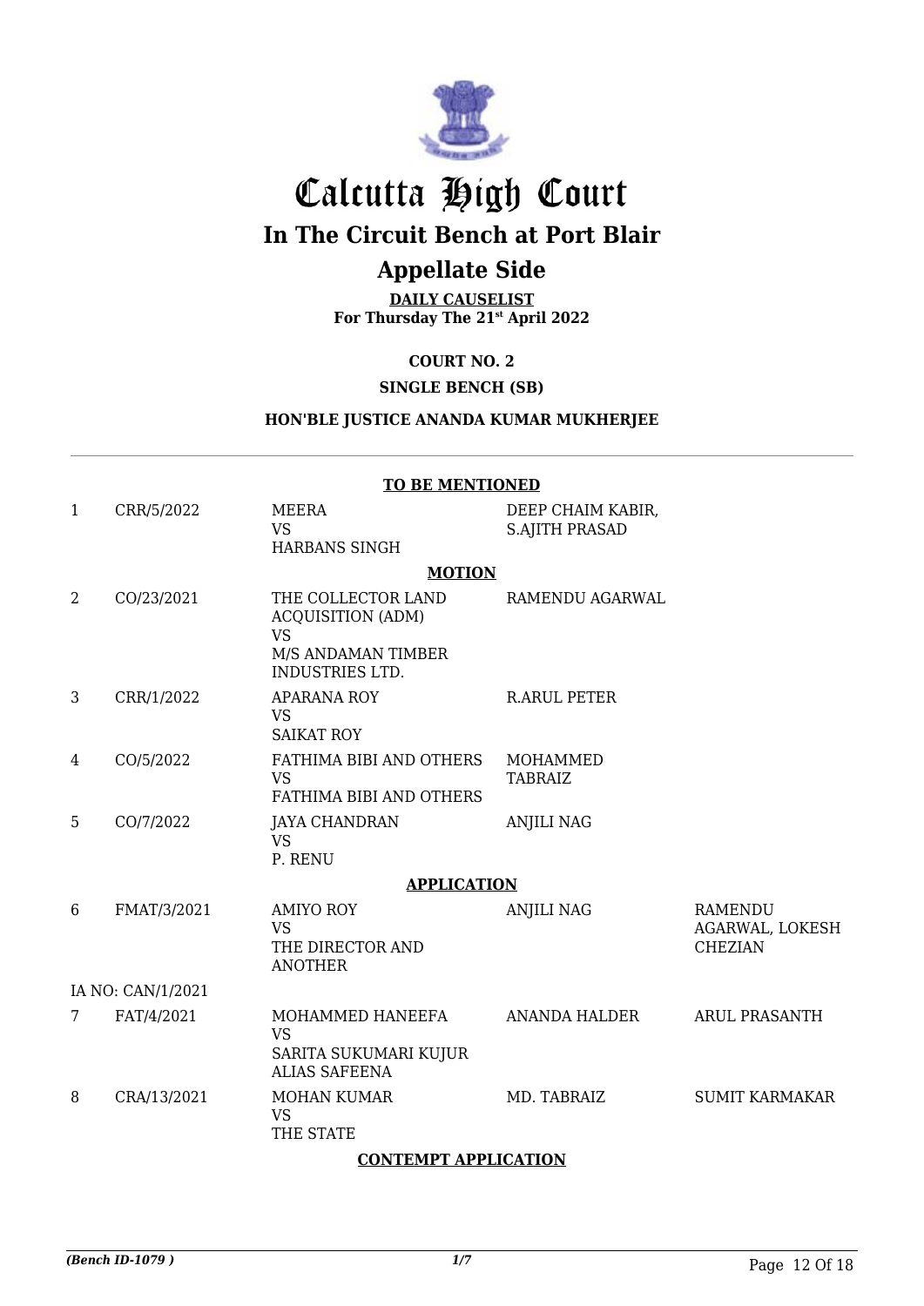# Calcutta High Court

## In The Circuit Bench at Port Blair

## Appellate Side

**DAILY CAUSELIST**
**For Thursday The 21st April 2022**

**COURT NO. 2**

**SINGLE BENCH (SB)**

**HON'BLE JUSTICE ANANDA KUMAR MUKHERJEE**

**TO BE MENTIONED**

| | | | | |
|---|---|---|---|---|
| 1 | CRR/5/2022 | MEERA<br>VS<br>HARBANS SINGH | DEEP CHAIM KABIR,<br>S.AJITH PRASAD | |

**MOTION**

| | | | | |
|---|---|---|---|---|
| 2 | CO/23/2021 | THE COLLECTOR LAND ACQUISITION (ADM)<br>VS<br>M/S ANDAMAN TIMBER INDUSTRIES LTD. | RAMENDU AGARWAL | |
| 3 | CRR/1/2022 | APARANA ROY<br>VS<br>SAIKAT ROY | R.ARUL PETER | |
| 4 | CO/5/2022 | FATHIMA BIBI AND OTHERS<br>VS<br>FATHIMA BIBI AND OTHERS | MOHAMMED TABRAIZ | |
| 5 | CO/7/2022 | JAYA CHANDRAN<br>VS<br>P. RENU | ANJILI NAG | |

**APPLICATION**

| | | | | |
|---|---|---|---|---|
| 6 | FMAT/3/2021 | AMIYO ROY<br>VS<br>THE DIRECTOR AND ANOTHER | ANJILI NAG | RAMENDU AGARWAL, LOKESH CHEZIAN |
| | IA NO: CAN/1/2021 | | | |
| 7 | FAT/4/2021 | MOHAMMED HANEEFA<br>VS<br>SARITA SUKUMARI KUJUR ALIAS SAFEENA | ANANDA HALDER | ARUL PRASANTH |
| 8 | CRA/13/2021 | MOHAN KUMAR<br>VS<br>THE STATE | MD. TABRAIZ | SUMIT KARMAKAR |

**CONTEMPT APPLICATION**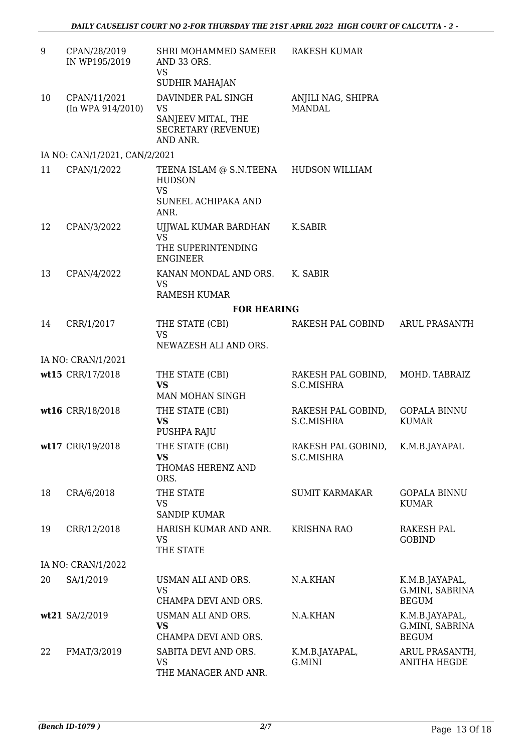| | | | | |
|---|---|---|---|---|
| 9 | CPAN/28/2019 IN WP195/2019 | SHRI MOHAMMED SAMEER AND 33 ORS. VS SUDHIR MAHAJAN | RAKESH KUMAR | |
| 10 | CPAN/11/2021 (In WPA 914/2010) | DAVINDER PAL SINGH VS SANJEEV MITAL, THE SECRETARY (REVENUE) AND ANR. | ANJILI NAG, SHIPRA MANDAL | |
| IA NO: CAN/1/2021, CAN/2/2021 | | | | |
| 11 | CPAN/1/2022 | TEENA ISLAM @ S.N.TEENA HUDSON VS SUNEEL ACHIPAKA AND ANR. | HUDSON WILLIAM | |
| 12 | CPAN/3/2022 | UJJWAL KUMAR BARDHAN VS THE SUPERINTENDING ENGINEER | K.SABIR | |
| 13 | CPAN/4/2022 | KANAN MONDAL AND ORS. VS RAMESH KUMAR | K. SABIR | |
| | | **FOR HEARING** | | |
| 14 | CRR/1/2017 | THE STATE (CBI) VS NEWAZESH ALI AND ORS. | RAKESH PAL GOBIND | ARUL PRASANTH |
| IA NO: CRAN/1/2021 | | | | |
| wt15 | CRR/17/2018 | THE STATE (CBI) **VS** MAN MOHAN SINGH | RAKESH PAL GOBIND, S.C.MISHRA | MOHD. TABRAIZ |
| wt16 | CRR/18/2018 | THE STATE (CBI) **VS** PUSHPA RAJU | RAKESH PAL GOBIND, S.C.MISHRA | GOPALA BINNU KUMAR |
| wt17 | CRR/19/2018 | THE STATE (CBI) **VS** THOMAS HERENZ AND ORS. | RAKESH PAL GOBIND, S.C.MISHRA | K.M.B.JAYAPAL |
| 18 | CRA/6/2018 | THE STATE VS SANDIP KUMAR | SUMIT KARMAKAR | GOPALA BINNU KUMAR |
| 19 | CRR/12/2018 | HARISH KUMAR AND ANR. VS THE STATE | KRISHNA RAO | RAKESH PAL GOBIND |
| IA NO: CRAN/1/2022 | | | | |
| 20 | SA/1/2019 | USMAN ALI AND ORS. VS CHAMPA DEVI AND ORS. | N.A.KHAN | K.M.B.JAYAPAL, G.MINI, SABRINA BEGUM |
| wt21 | SA/2/2019 | USMAN ALI AND ORS. **VS** CHAMPA DEVI AND ORS. | N.A.KHAN | K.M.B.JAYAPAL, G.MINI, SABRINA BEGUM |
| 22 | FMAT/3/2019 | SABITA DEVI AND ORS. VS THE MANAGER AND ANR. | K.M.B.JAYAPAL, G.MINI | ARUL PRASANTH, ANITHA HEGDE |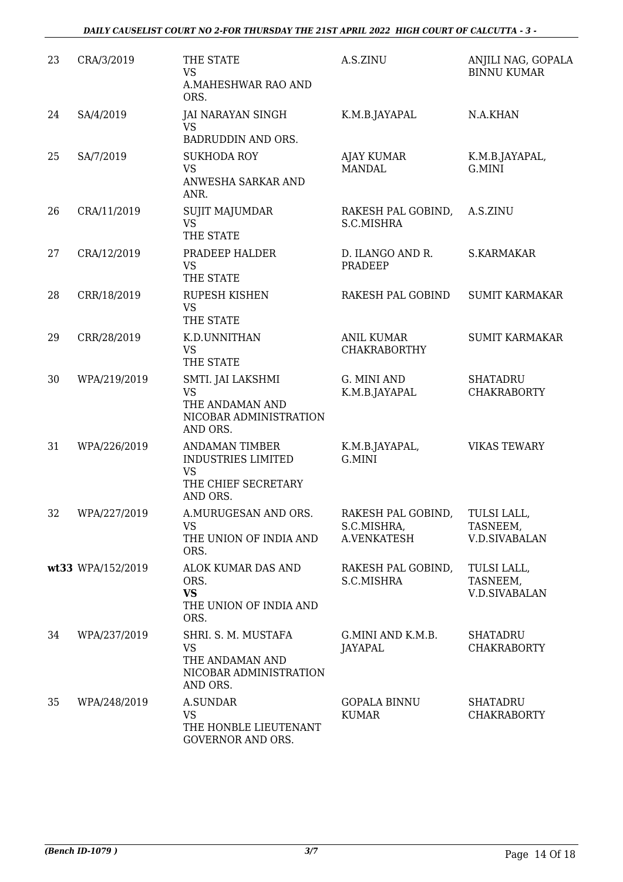| 23 | CRA/3/2019 | THE STATE<br>VS<br>A.MAHESHWAR RAO AND ORS. | A.S.ZINU | ANJILI NAG, GOPALA BINNU KUMAR |
|---|---|---|---|---|
| 24 | SA/4/2019 | JAI NARAYAN SINGH<br>VS<br>BADRUDDIN AND ORS. | K.M.B.JAYAPAL | N.A.KHAN |
| 25 | SA/7/2019 | SUKHODA ROY<br>VS<br>ANWESHA SARKAR AND ANR. | AJAY KUMAR MANDAL | K.M.B.JAYAPAL, G.MINI |
| 26 | CRA/11/2019 | SUJIT MAJUMDAR<br>VS<br>THE STATE | RAKESH PAL GOBIND, S.C.MISHRA | A.S.ZINU |
| 27 | CRA/12/2019 | PRADEEP HALDER<br>VS<br>THE STATE | D. ILANGO AND R. PRADEEP | S.KARMAKAR |
| 28 | CRR/18/2019 | RUPESH KISHEN<br>VS<br>THE STATE | RAKESH PAL GOBIND | SUMIT KARMAKAR |
| 29 | CRR/28/2019 | K.D.UNNITHAN<br>VS<br>THE STATE | ANIL KUMAR CHAKRABORTHY | SUMIT KARMAKAR |
| 30 | WPA/219/2019 | SMTI. JAI LAKSHMI<br>VS<br>THE ANDAMAN AND NICOBAR ADMINISTRATION AND ORS. | G. MINI AND K.M.B.JAYAPAL | SHATADRU CHAKRABORTY |
| 31 | WPA/226/2019 | ANDAMAN TIMBER INDUSTRIES LIMITED<br>VS<br>THE CHIEF SECRETARY AND ORS. | K.M.B.JAYAPAL, G.MINI | VIKAS TEWARY |
| 32 | WPA/227/2019 | A.MURUGESAN AND ORS.<br>VS<br>THE UNION OF INDIA AND ORS. | RAKESH PAL GOBIND, S.C.MISHRA, A.VENKATESH | TULSI LALL, TASNEEM, V.D.SIVABALAN |
| **wt33** | WPA/152/2019 | ALOK KUMAR DAS AND ORS.<br>**VS**<br>THE UNION OF INDIA AND ORS. | RAKESH PAL GOBIND, S.C.MISHRA | TULSI LALL, TASNEEM, V.D.SIVABALAN |
| 34 | WPA/237/2019 | SHRI. S. M. MUSTAFA<br>VS<br>THE ANDAMAN AND NICOBAR ADMINISTRATION AND ORS. | G.MINI AND K.M.B. JAYAPAL | SHATADRU CHAKRABORTY |
| 35 | WPA/248/2019 | A.SUNDAR<br>VS<br>THE HONBLE LIEUTENANT GOVERNOR AND ORS. | GOPALA BINNU KUMAR | SHATADRU CHAKRABORTY |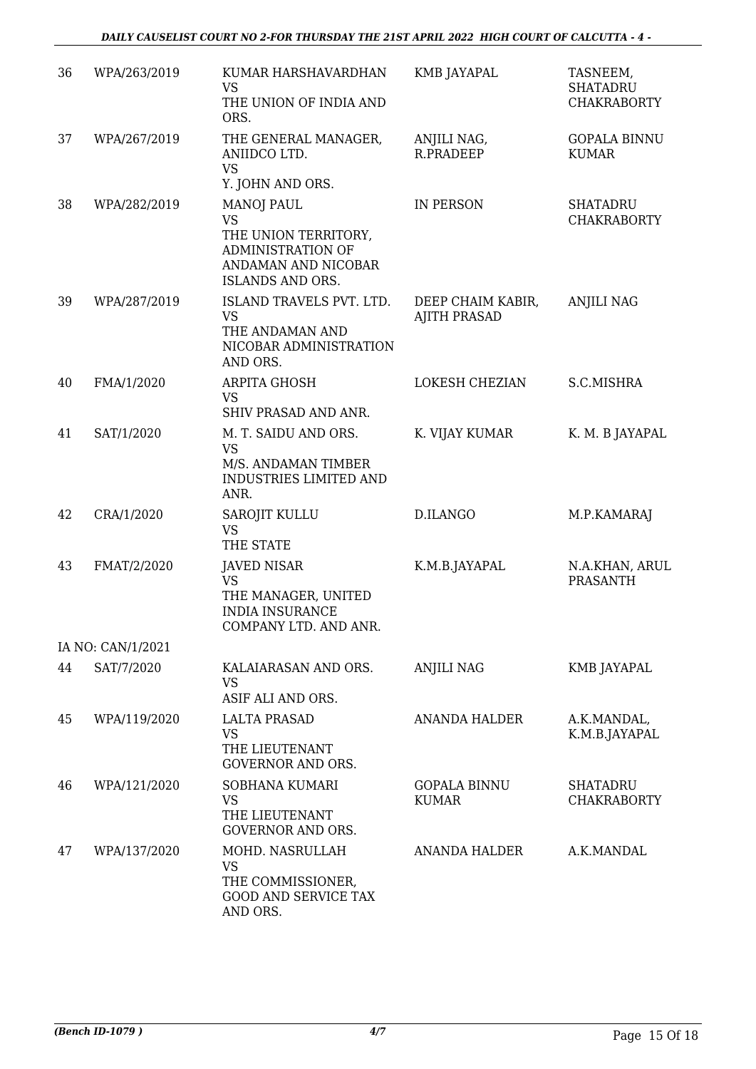| 36 | WPA/263/2019 | KUMAR HARSHAVARDHAN<br>VS<br>THE UNION OF INDIA AND ORS. | KMB JAYAPAL | TASNEEM, SHATADRU CHAKRABORTY |
|---|---|---|---|---|
| 37 | WPA/267/2019 | THE GENERAL MANAGER, ANIIDCO LTD.<br>VS<br>Y. JOHN AND ORS. | ANJILI NAG, R.PRADEEP | GOPALA BINNU KUMAR |
| 38 | WPA/282/2019 | MANOJ PAUL<br>VS<br>THE UNION TERRITORY, ADMINISTRATION OF ANDAMAN AND NICOBAR ISLANDS AND ORS. | IN PERSON | SHATADRU CHAKRABORTY |
| 39 | WPA/287/2019 | ISLAND TRAVELS PVT. LTD.<br>VS<br>THE ANDAMAN AND NICOBAR ADMINISTRATION AND ORS. | DEEP CHAIM KABIR, AJITH PRASAD | ANJILI NAG |
| 40 | FMA/1/2020 | ARPITA GHOSH<br>VS<br>SHIV PRASAD AND ANR. | LOKESH CHEZIAN | S.C.MISHRA |
| 41 | SAT/1/2020 | M. T. SAIDU AND ORS.<br>VS<br>M/S. ANDAMAN TIMBER INDUSTRIES LIMITED AND ANR. | K. VIJAY KUMAR | K. M. B JAYAPAL |
| 42 | CRA/1/2020 | SAROJIT KULLU<br>VS<br>THE STATE | D.ILANGO | M.P.KAMARAJ |
| 43 | FMAT/2/2020 | JAVED NISAR<br>VS<br>THE MANAGER, UNITED INDIA INSURANCE COMPANY LTD. AND ANR. | K.M.B.JAYAPAL | N.A.KHAN, ARUL PRASANTH |
| | IA NO: CAN/1/2021 | | | |
| 44 | SAT/7/2020 | KALAIARASAN AND ORS.<br>VS<br>ASIF ALI AND ORS. | ANJILI NAG | KMB JAYAPAL |
| 45 | WPA/119/2020 | LALTA PRASAD<br>VS<br>THE LIEUTENANT GOVERNOR AND ORS. | ANANDA HALDER | A.K.MANDAL, K.M.B.JAYAPAL |
| 46 | WPA/121/2020 | SOBHANA KUMARI<br>VS<br>THE LIEUTENANT GOVERNOR AND ORS. | GOPALA BINNU KUMAR | SHATADRU CHAKRABORTY |
| 47 | WPA/137/2020 | MOHD. NASRULLAH<br>VS<br>THE COMMISSIONER, GOOD AND SERVICE TAX AND ORS. | ANANDA HALDER | A.K.MANDAL |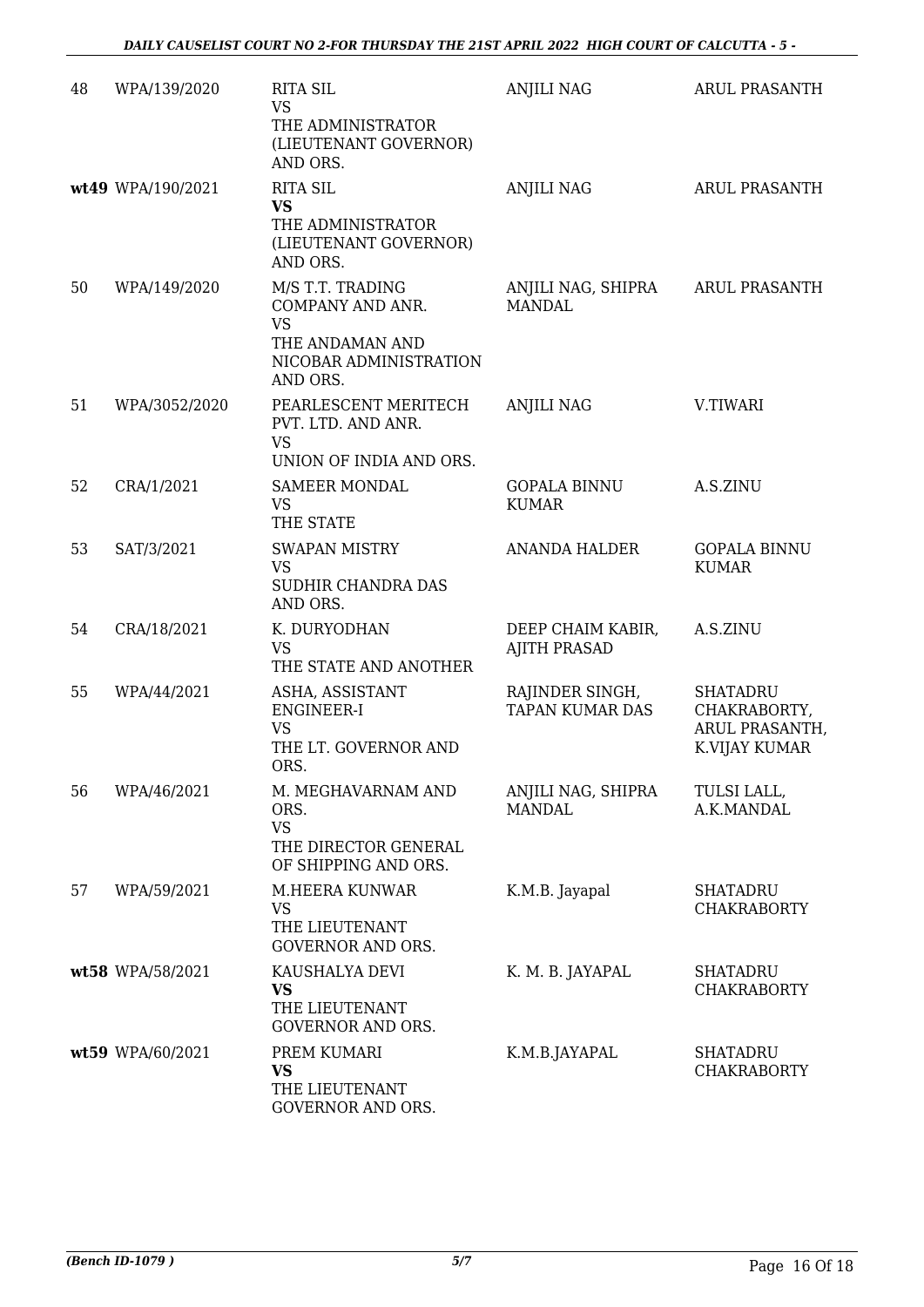| 48 | WPA/139/2020 | RITA SIL<br>VS<br>THE ADMINISTRATOR (LIEUTENANT GOVERNOR) AND ORS. | ANJILI NAG | ARUL PRASANTH |
|---|---|---|---|---|
| wt49 | WPA/190/2021 | RITA SIL<br>**VS**<br>THE ADMINISTRATOR (LIEUTENANT GOVERNOR) AND ORS. | ANJILI NAG | ARUL PRASANTH |
| 50 | WPA/149/2020 | M/S T.T. TRADING COMPANY AND ANR.<br>VS<br>THE ANDAMAN AND NICOBAR ADMINISTRATION AND ORS. | ANJILI NAG, SHIPRA MANDAL | ARUL PRASANTH |
| 51 | WPA/3052/2020 | PEARLESCENT MERITECH PVT. LTD. AND ANR.<br>VS<br>UNION OF INDIA AND ORS. | ANJILI NAG | V.TIWARI |
| 52 | CRA/1/2021 | SAMEER MONDAL<br>VS<br>THE STATE | GOPALA BINNU KUMAR | A.S.ZINU |
| 53 | SAT/3/2021 | SWAPAN MISTRY<br>VS<br>SUDHIR CHANDRA DAS AND ORS. | ANANDA HALDER | GOPALA BINNU KUMAR |
| 54 | CRA/18/2021 | K. DURYODHAN<br>VS<br>THE STATE AND ANOTHER | DEEP CHAIM KABIR, AJITH PRASAD | A.S.ZINU |
| 55 | WPA/44/2021 | ASHA, ASSISTANT ENGINEER-I<br>VS<br>THE LT. GOVERNOR AND ORS. | RAJINDER SINGH, TAPAN KUMAR DAS | SHATADRU CHAKRABORTY, ARUL PRASANTH, K.VIJAY KUMAR |
| 56 | WPA/46/2021 | M. MEGHAVARNAM AND ORS.<br>VS<br>THE DIRECTOR GENERAL OF SHIPPING AND ORS. | ANJILI NAG, SHIPRA MANDAL | TULSI LALL, A.K.MANDAL |
| 57 | WPA/59/2021 | M.HEERA KUNWAR<br>VS<br>THE LIEUTENANT GOVERNOR AND ORS. | K.M.B. Jayapal | SHATADRU CHAKRABORTY |
| wt58 | WPA/58/2021 | KAUSHALYA DEVI<br>**VS**<br>THE LIEUTENANT GOVERNOR AND ORS. | K. M. B. JAYAPAL | SHATADRU CHAKRABORTY |
| wt59 | WPA/60/2021 | PREM KUMARI<br>**VS**<br>THE LIEUTENANT GOVERNOR AND ORS. | K.M.B.JAYAPAL | SHATADRU CHAKRABORTY |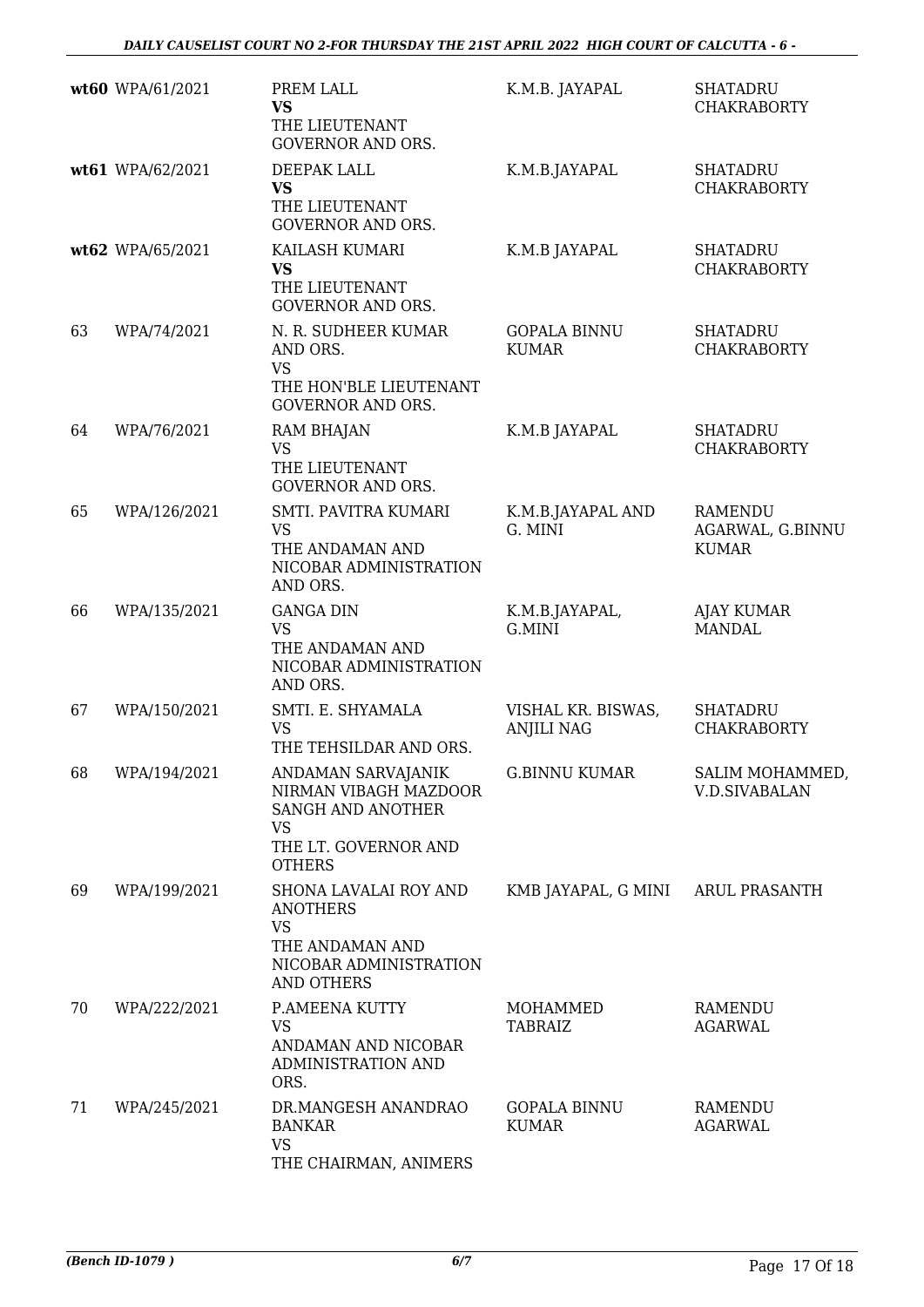| | | | | |
|---|---|---|---|---|
| **wt60** | WPA/61/2021 | PREM LALL<br>**VS**<br>THE LIEUTENANT GOVERNOR AND ORS. | K.M.B. JAYAPAL | SHATADRU CHAKRABORTY |
| **wt61** | WPA/62/2021 | DEEPAK LALL<br>**VS**<br>THE LIEUTENANT GOVERNOR AND ORS. | K.M.B.JAYAPAL | SHATADRU CHAKRABORTY |
| **wt62** | WPA/65/2021 | KAILASH KUMARI<br>**VS**<br>THE LIEUTENANT GOVERNOR AND ORS. | K.M.B JAYAPAL | SHATADRU CHAKRABORTY |
| 63 | WPA/74/2021 | N. R. SUDHEER KUMAR AND ORS.<br>VS<br>THE HON'BLE LIEUTENANT GOVERNOR AND ORS. | GOPALA BINNU KUMAR | SHATADRU CHAKRABORTY |
| 64 | WPA/76/2021 | RAM BHAJAN<br>VS<br>THE LIEUTENANT GOVERNOR AND ORS. | K.M.B JAYAPAL | SHATADRU CHAKRABORTY |
| 65 | WPA/126/2021 | SMTI. PAVITRA KUMARI<br>VS<br>THE ANDAMAN AND NICOBAR ADMINISTRATION AND ORS. | K.M.B.JAYAPAL AND G. MINI | RAMENDU AGARWAL, G.BINNU KUMAR |
| 66 | WPA/135/2021 | GANGA DIN<br>VS<br>THE ANDAMAN AND NICOBAR ADMINISTRATION AND ORS. | K.M.B.JAYAPAL, G.MINI | AJAY KUMAR MANDAL |
| 67 | WPA/150/2021 | SMTI. E. SHYAMALA<br>VS<br>THE TEHSILDAR AND ORS. | VISHAL KR. BISWAS, ANJILI NAG | SHATADRU CHAKRABORTY |
| 68 | WPA/194/2021 | ANDAMAN SARVAJANIK NIRMAN VIBAGH MAZDOOR SANGH AND ANOTHER<br>VS<br>THE LT. GOVERNOR AND OTHERS | G.BINNU KUMAR | SALIM MOHAMMED, V.D.SIVABALAN |
| 69 | WPA/199/2021 | SHONA LAVALAI ROY AND ANOTHERS<br>VS<br>THE ANDAMAN AND NICOBAR ADMINISTRATION AND OTHERS | KMB JAYAPAL, G MINI | ARUL PRASANTH |
| 70 | WPA/222/2021 | P.AMEENA KUTTY<br>VS<br>ANDAMAN AND NICOBAR ADMINISTRATION AND ORS. | MOHAMMED TABRAIZ | RAMENDU AGARWAL |
| 71 | WPA/245/2021 | DR.MANGESH ANANDRAO BANKAR<br>VS<br>THE CHAIRMAN, ANIMERS | GOPALA BINNU KUMAR | RAMENDU AGARWAL |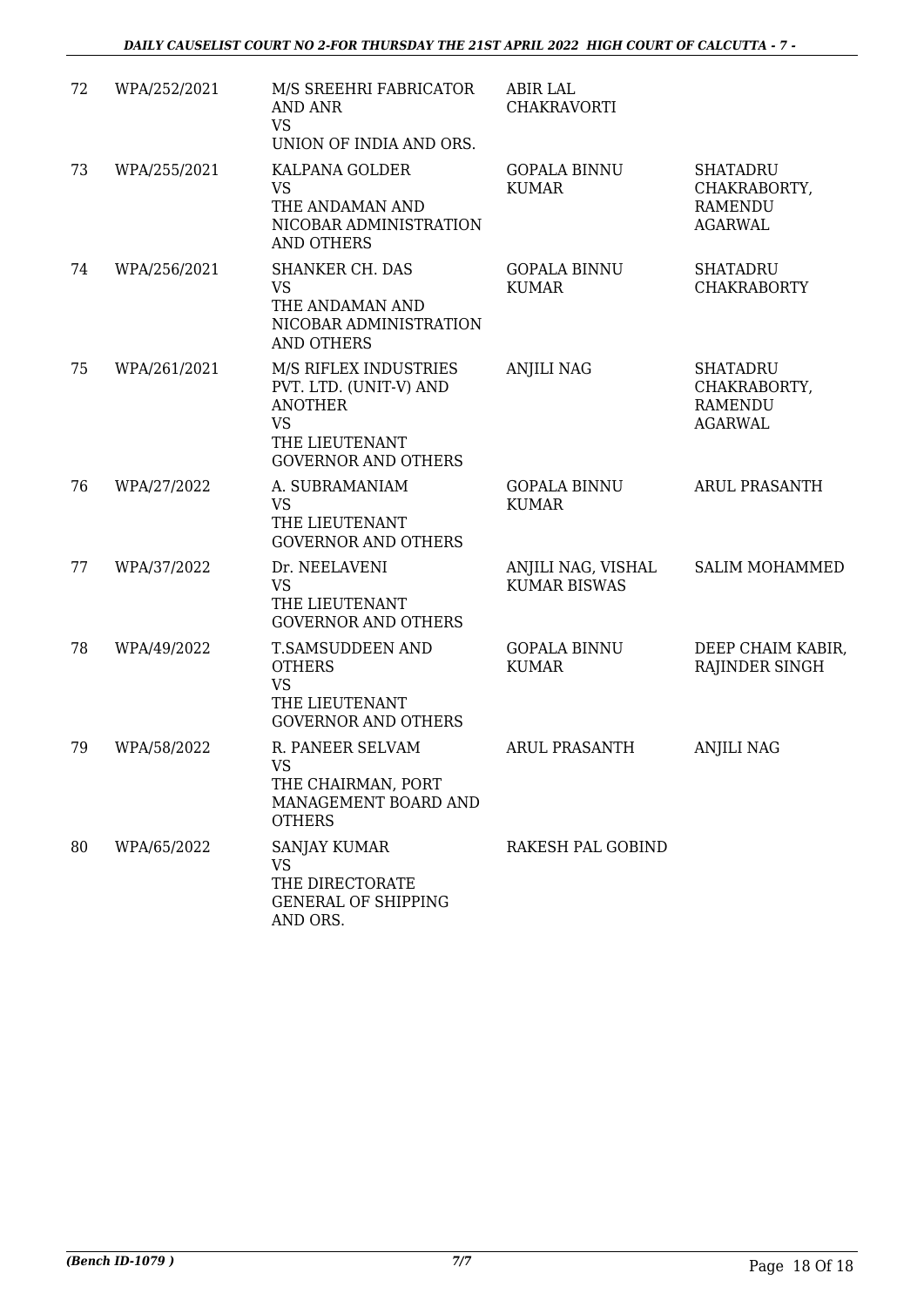| | | | | |
|---|---|---|---|---|
| 72 | WPA/252/2021 | M/S SREEHRI FABRICATOR AND ANR<br>VS<br>UNION OF INDIA AND ORS. | ABIR LAL CHAKRAVORTI | |
| 73 | WPA/255/2021 | KALPANA GOLDER<br>VS<br>THE ANDAMAN AND NICOBAR ADMINISTRATION AND OTHERS | GOPALA BINNU KUMAR | SHATADRU CHAKRABORTY, RAMENDU AGARWAL |
| 74 | WPA/256/2021 | SHANKER CH. DAS<br>VS<br>THE ANDAMAN AND NICOBAR ADMINISTRATION AND OTHERS | GOPALA BINNU KUMAR | SHATADRU CHAKRABORTY |
| 75 | WPA/261/2021 | M/S RIFLEX INDUSTRIES PVT. LTD. (UNIT-V) AND ANOTHER<br>VS<br>THE LIEUTENANT GOVERNOR AND OTHERS | ANJILI NAG | SHATADRU CHAKRABORTY, RAMENDU AGARWAL |
| 76 | WPA/27/2022 | A. SUBRAMANIAM<br>VS<br>THE LIEUTENANT GOVERNOR AND OTHERS | GOPALA BINNU KUMAR | ARUL PRASANTH |
| 77 | WPA/37/2022 | Dr. NEELAVENI<br>VS<br>THE LIEUTENANT GOVERNOR AND OTHERS | ANJILI NAG, VISHAL KUMAR BISWAS | SALIM MOHAMMED |
| 78 | WPA/49/2022 | T.SAMSUDDEEN AND OTHERS<br>VS<br>THE LIEUTENANT GOVERNOR AND OTHERS | GOPALA BINNU KUMAR | DEEP CHAIM KABIR, RAJINDER SINGH |
| 79 | WPA/58/2022 | R. PANEER SELVAM<br>VS<br>THE CHAIRMAN, PORT MANAGEMENT BOARD AND OTHERS | ARUL PRASANTH | ANJILI NAG |
| 80 | WPA/65/2022 | SANJAY KUMAR<br>VS<br>THE DIRECTORATE GENERAL OF SHIPPING AND ORS. | RAKESH PAL GOBIND | |